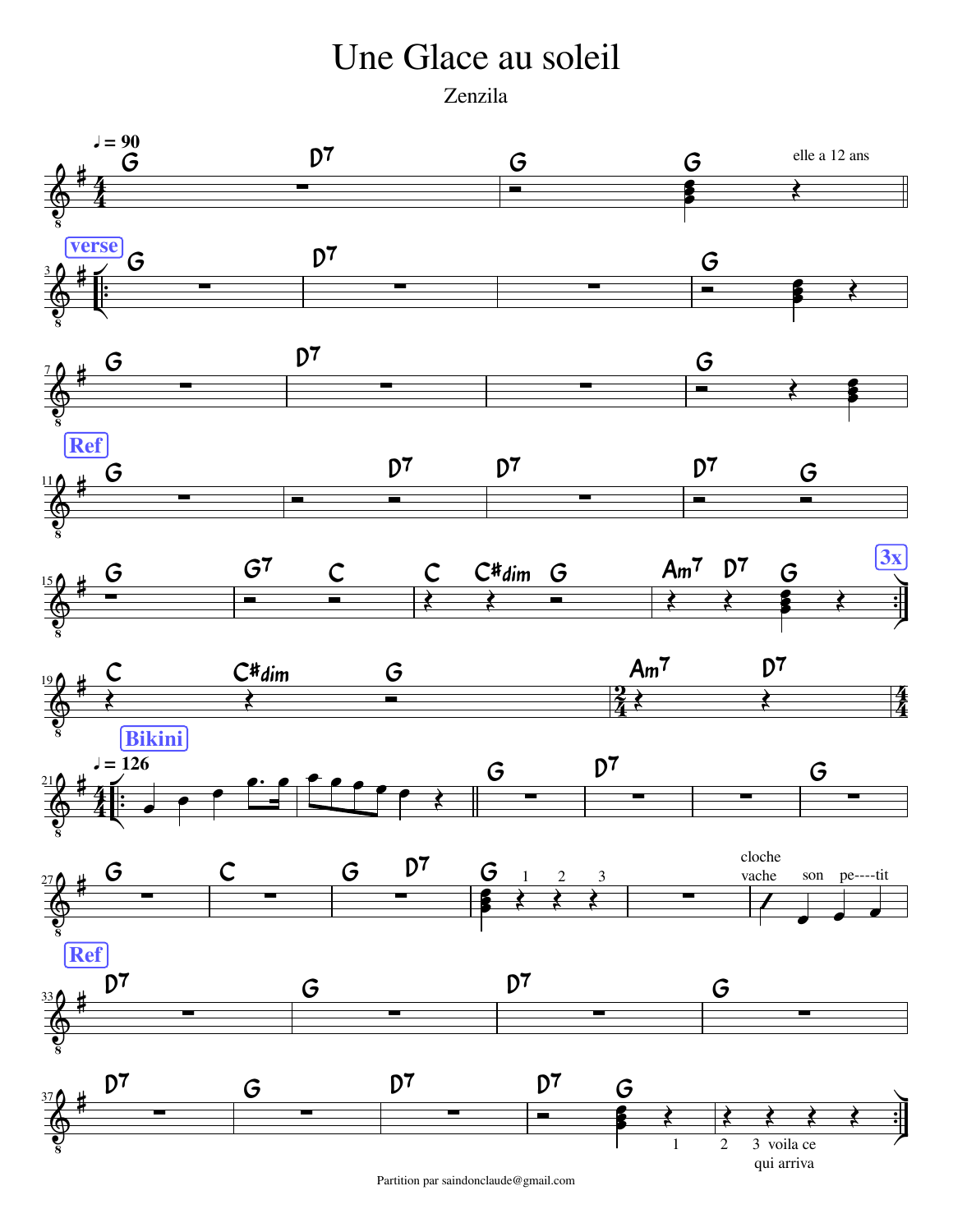# Une Glace au soleil

Zenzila

♩ = 90

G D7 G G — elle a 12 ans

**verse**

G D7 G

G D7 G

**Ref**

G D7 D7 D7 G

G G7 C C C#dim G Am7 D7 G **3x**

C C#dim G Am7 D7

**Bikini**

♩ = 126

G D7 G

G C G D7 G 1 2 3 — cloche vache son pe----tit

**Ref**

D7 G D7 G

D7 G D7 D7 G 1 2 3 voila ce qui arriva

Partition par saindonclaude@gmail.com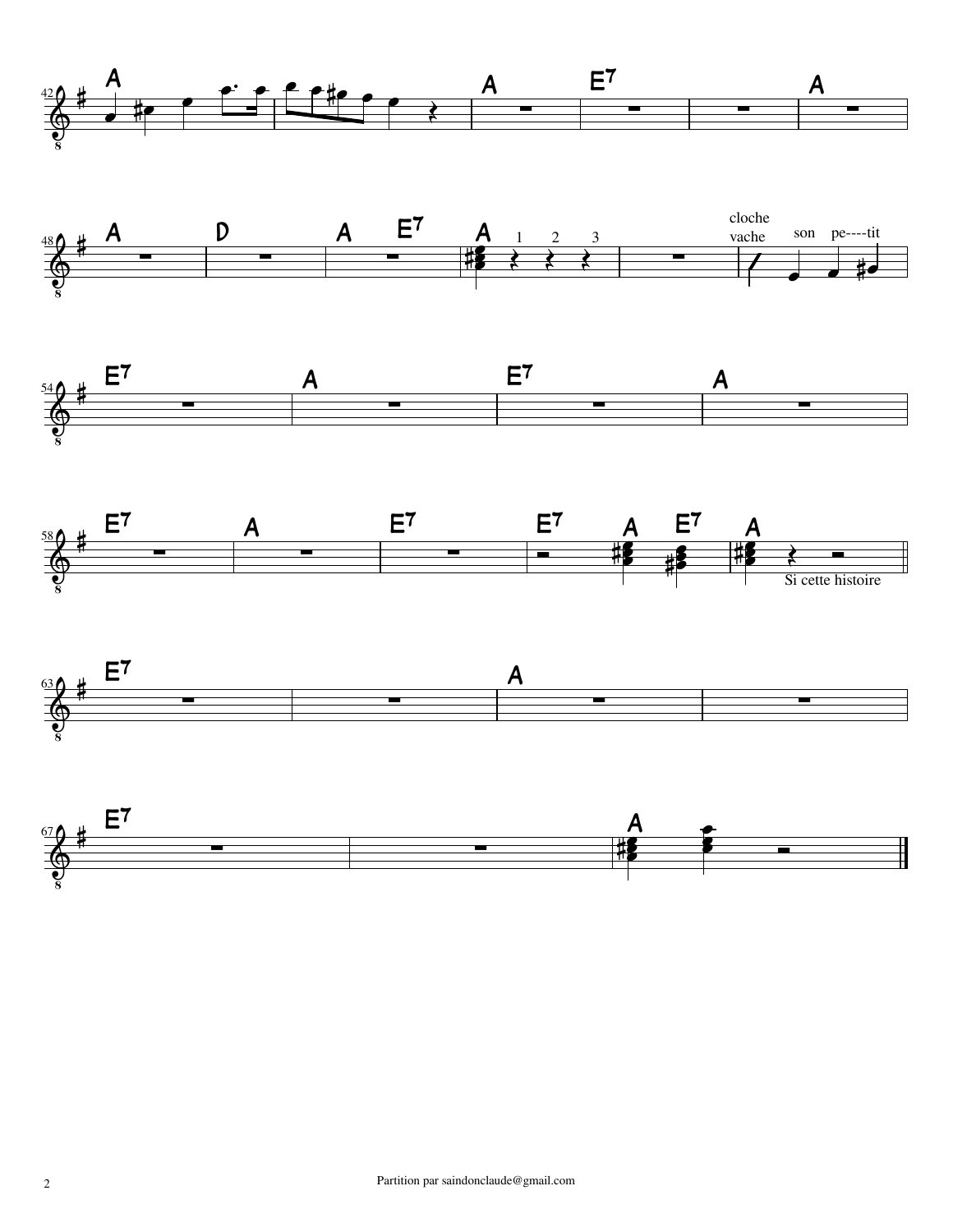1 2 3

cloche
vache

son pe----tit

Si cette histoire